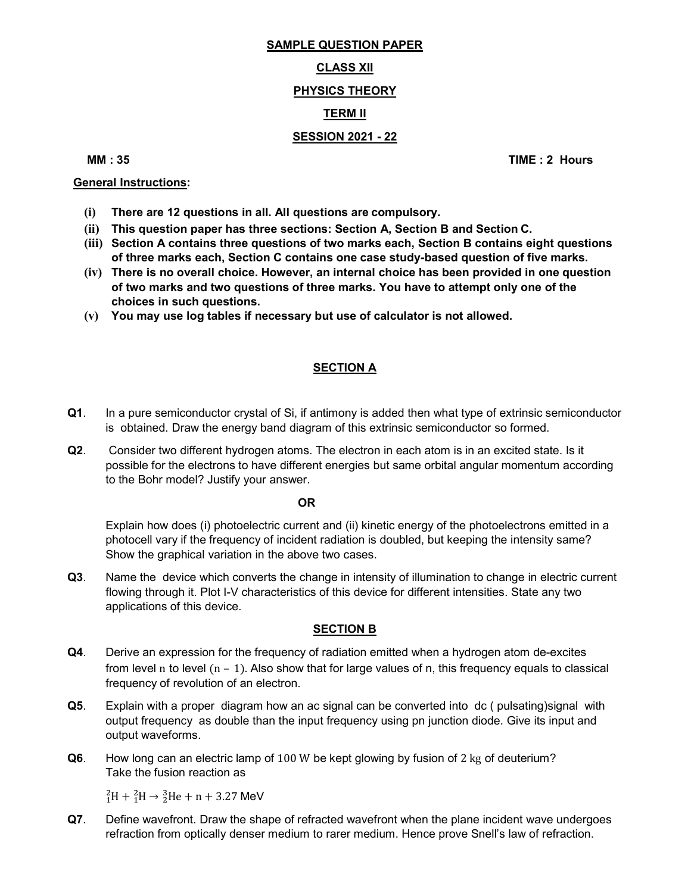**SAMPLE QUESTION PAPER**

**CLASS XII**

**PHYSICS THEORY**

**TERM II**

**SESSION 2021 - 22**

**MM : 35** **TIME : 2 Hours**

**General Instructions:**

- **(i) There are 12 questions in all. All questions are compulsory.**
- **(ii) This question paper has three sections: Section A, Section B and Section C.**
- **(iii) Section A contains three questions of two marks each, Section B contains eight questions of three marks each, Section C contains one case study-based question of five marks.**
- **(iv) There is no overall choice. However, an internal choice has been provided in one question of two marks and two questions of three marks. You have to attempt only one of the choices in such questions.**
- **(v) You may use log tables if necessary but use of calculator is not allowed.**

## SECTION A

**Q1**. In a pure semiconductor crystal of Si, if antimony is added then what type of extrinsic semiconductor is obtained. Draw the energy band diagram of this extrinsic semiconductor so formed.

**Q2**. Consider two different hydrogen atoms. The electron in each atom is in an excited state. Is it possible for the electrons to have different energies but same orbital angular momentum according to the Bohr model? Justify your answer.

**OR**

Explain how does (i) photoelectric current and (ii) kinetic energy of the photoelectrons emitted in a photocell vary if the frequency of incident radiation is doubled, but keeping the intensity same? Show the graphical variation in the above two cases.

**Q3**. Name the device which converts the change in intensity of illumination to change in electric current flowing through it. Plot I-V characteristics of this device for different intensities. State any two applications of this device.

## SECTION B

**Q4**. Derive an expression for the frequency of radiation emitted when a hydrogen atom de-excites from level $n$ to level $(n - 1)$. Also show that for large values of n, this frequency equals to classical frequency of revolution of an electron.

**Q5**. Explain with a proper diagram how an ac signal can be converted into dc ( pulsating)signal with output frequency as double than the input frequency using pn junction diode. Give its input and output waveforms.

**Q6**. How long can an electric lamp of $100\ \text{W}$ be kept glowing by fusion of $2\ \text{kg}$ of deuterium? Take the fusion reaction as

$${}_1^2\text{H} + {}_1^2\text{H} \rightarrow {}_2^3\text{He} + \text{n} + 3.27\ \text{MeV}$$

**Q7**. Define wavefront. Draw the shape of refracted wavefront when the plane incident wave undergoes refraction from optically denser medium to rarer medium. Hence prove Snell's law of refraction.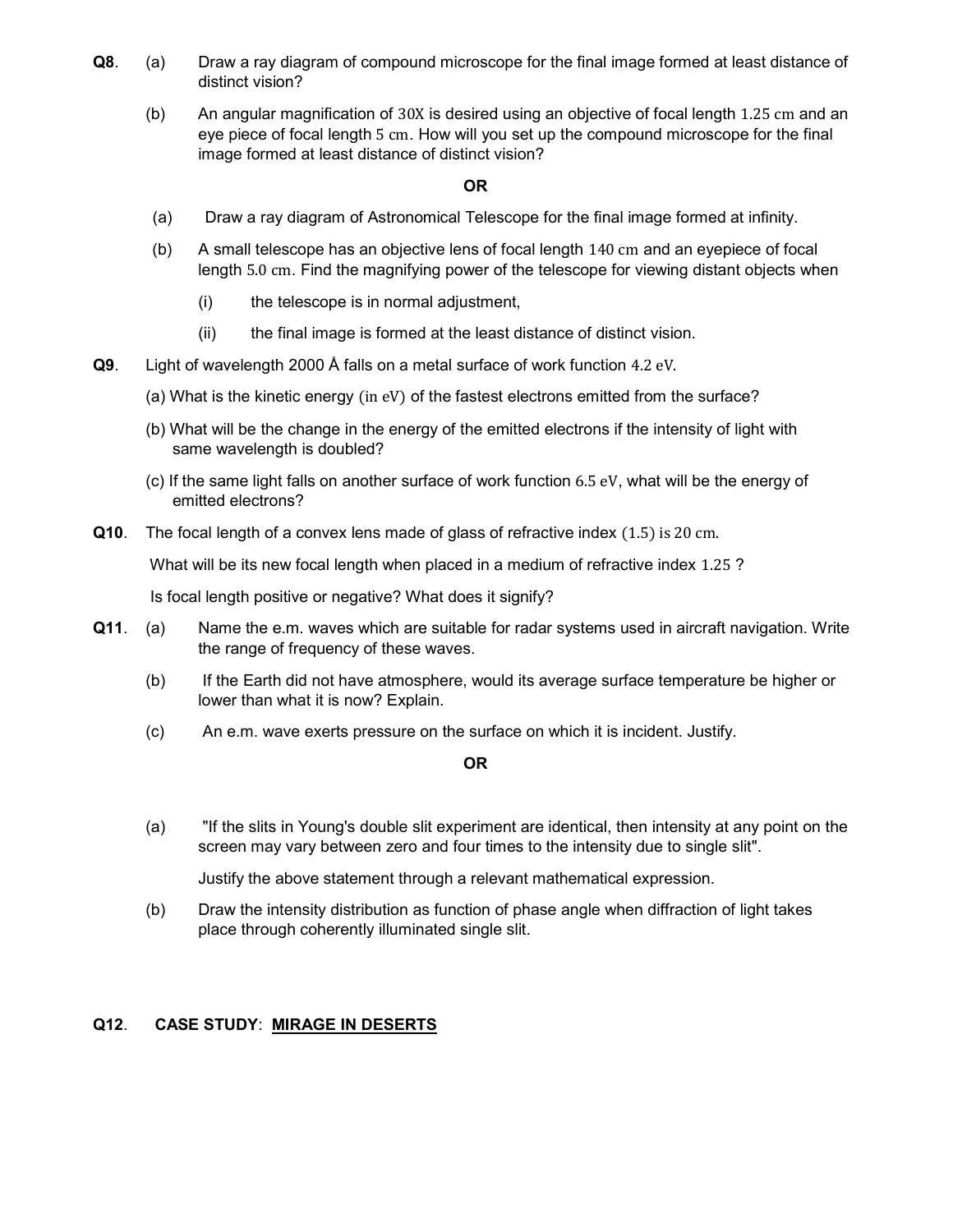**Q8**. (a) Draw a ray diagram of compound microscope for the final image formed at least distance of distinct vision?

(b) An angular magnification of $30X$ is desired using an objective of focal length $1.25\text{ cm}$ and an eye piece of focal length $5\text{ cm}$. How will you set up the compound microscope for the final image formed at least distance of distinct vision?

**OR**

(a) Draw a ray diagram of Astronomical Telescope for the final image formed at infinity.

(b) A small telescope has an objective lens of focal length $140\text{ cm}$ and an eyepiece of focal length $5.0\text{ cm}$. Find the magnifying power of the telescope for viewing distant objects when

(i) the telescope is in normal adjustment,

(ii) the final image is formed at the least distance of distinct vision.

**Q9**. Light of wavelength 2000 Å falls on a metal surface of work function $4.2\text{ eV}$.

(a) What is the kinetic energy $(\text{in eV})$ of the fastest electrons emitted from the surface?

(b) What will be the change in the energy of the emitted electrons if the intensity of light with same wavelength is doubled?

(c) If the same light falls on another surface of work function $6.5\text{ eV}$, what will be the energy of emitted electrons?

**Q10**. The focal length of a convex lens made of glass of refractive index $(1.5)$ is $20\text{ cm}$.

What will be its new focal length when placed in a medium of refractive index $1.25$ ?

Is focal length positive or negative? What does it signify?

**Q11**. (a) Name the e.m. waves which are suitable for radar systems used in aircraft navigation. Write the range of frequency of these waves.

(b) If the Earth did not have atmosphere, would its average surface temperature be higher or lower than what it is now? Explain.

(c) An e.m. wave exerts pressure on the surface on which it is incident. Justify.

**OR**

(a) "If the slits in Young's double slit experiment are identical, then intensity at any point on the screen may vary between zero and four times to the intensity due to single slit".

Justify the above statement through a relevant mathematical expression.

(b) Draw the intensity distribution as function of phase angle when diffraction of light takes place through coherently illuminated single slit.

**Q12**. **CASE STUDY**: **MIRAGE IN DESERTS**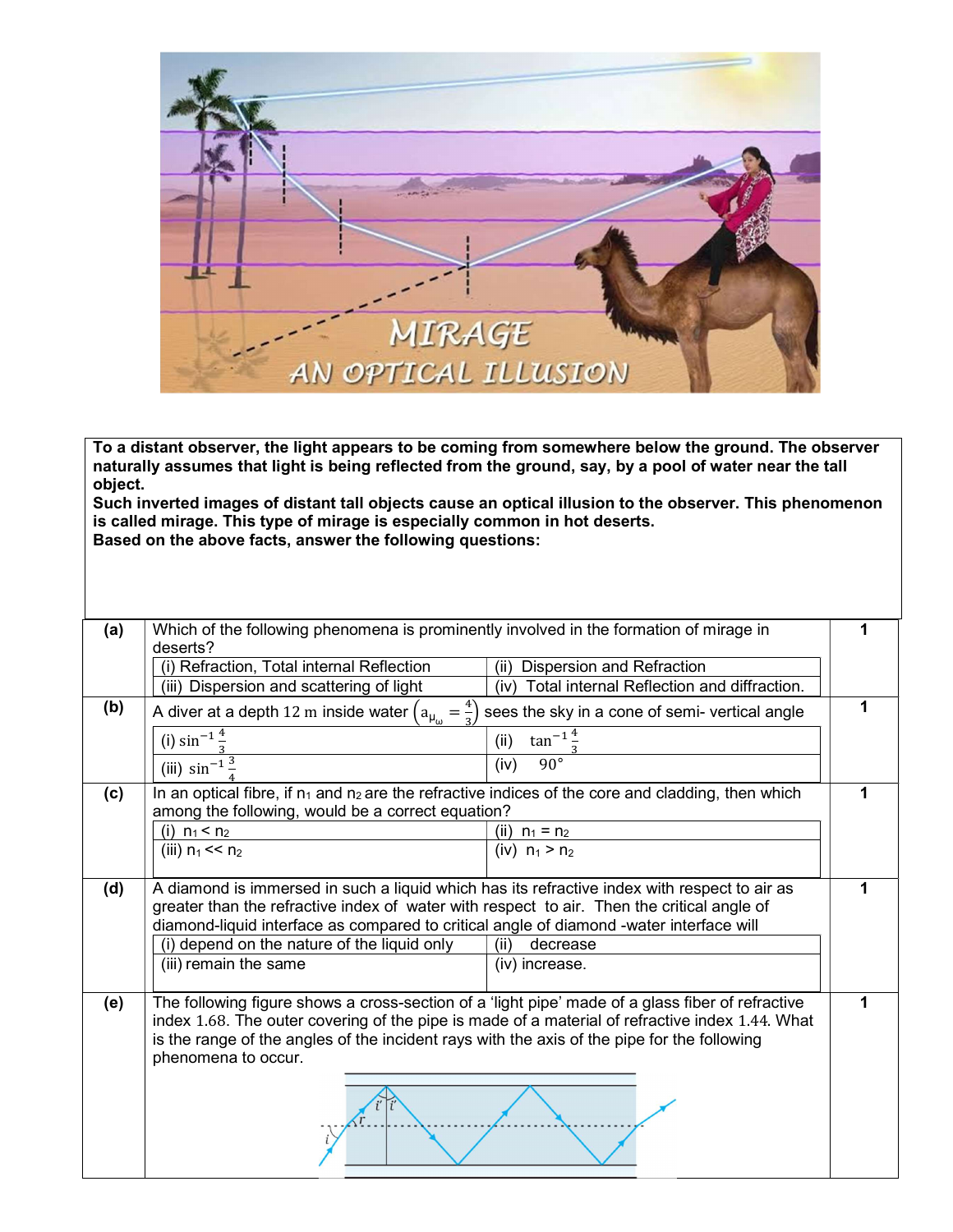**To a distant observer, the light appears to be coming from somewhere below the ground. The observer naturally assumes that light is being reflected from the ground, say, by a pool of water near the tall object.**

**Such inverted images of distant tall objects cause an optical illusion to the observer. This phenomenon is called mirage. This type of mirage is especially common in hot deserts.**

**Based on the above facts, answer the following questions:**

**(a)** Which of the following phenomena is prominently involved in the formation of mirage in deserts? **1**

| | |
|---|---|
| (i) Refraction, Total internal Reflection | (ii) Dispersion and Refraction |
| (iii) Dispersion and scattering of light | (iv) Total internal Reflection and diffraction. |

**(b)** A diver at a depth 12 m inside water $\left(a_{\mu_\omega} = \frac{4}{3}\right)$ sees the sky in a cone of semi- vertical angle **1**

| | |
|---|---|
| (i) $\sin^{-1}\frac{4}{3}$ | (ii) $\tan^{-1}\frac{4}{3}$ |
| (iii) $\sin^{-1}\frac{3}{4}$ | (iv) $90°$ |

**(c)** In an optical fibre, if $n_1$ and $n_2$ are the refractive indices of the core and cladding, then which among the following, would be a correct equation? **1**

| | |
|---|---|
| (i) $n_1 < n_2$ | (ii) $n_1 = n_2$ |
| (iii) $n_1 << n_2$ | (iv) $n_1 > n_2$ |

**(d)** A diamond is immersed in such a liquid which has its refractive index with respect to air as greater than the refractive index of water with respect to air. Then the critical angle of diamond-liquid interface as compared to critical angle of diamond -water interface will **1**

| | |
|---|---|
| (i) depend on the nature of the liquid only | (ii) decrease |
| (iii) remain the same | (iv) increase. |

**(e)** The following figure shows a cross-section of a 'light pipe' made of a glass fiber of refractive index 1.68. The outer covering of the pipe is made of a material of refractive index 1.44. What is the range of the angles of the incident rays with the axis of the pipe for the following phenomena to occur. **1**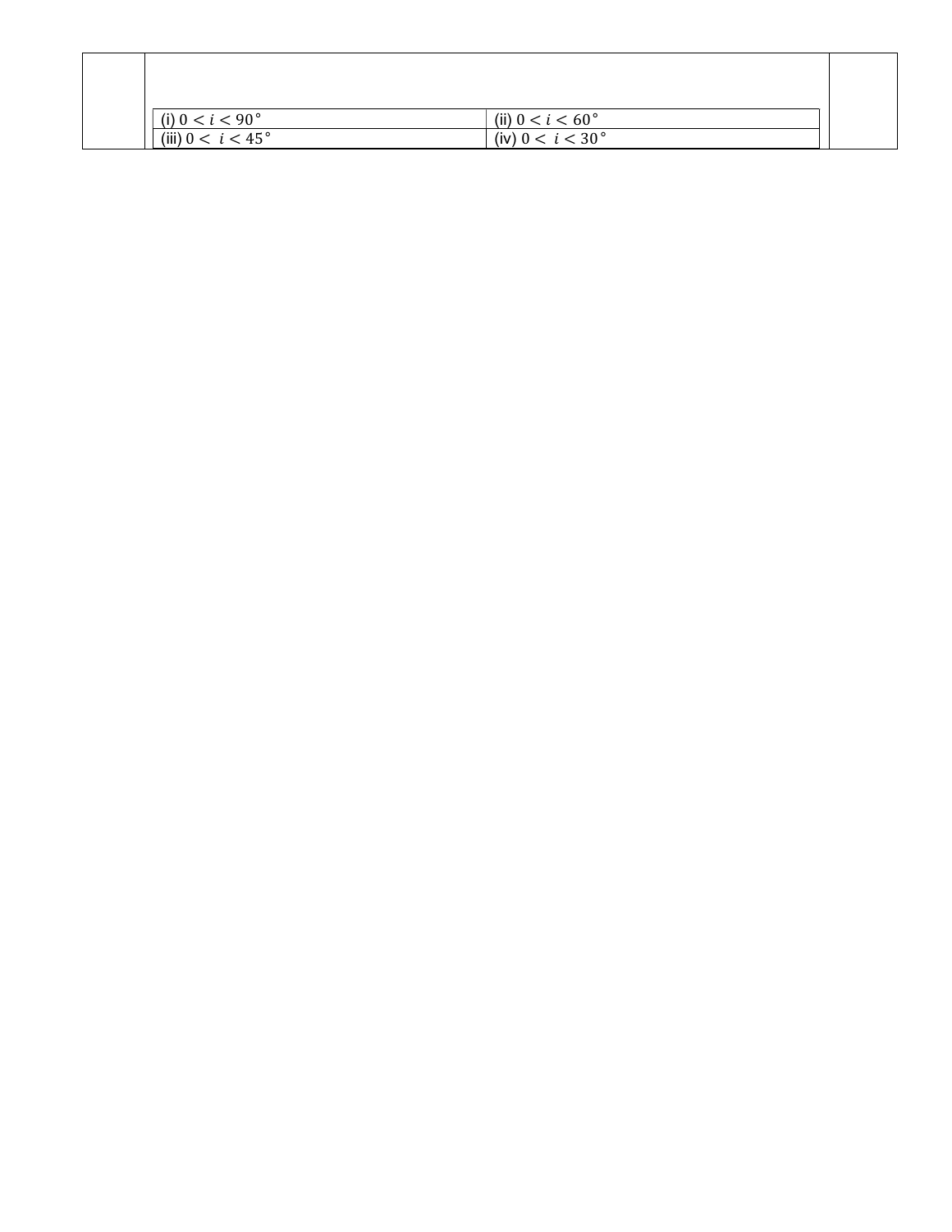| | |
|---|---|
| (i) $0 < i < 90^\circ$ | (ii) $0 < i < 60^\circ$ |
| (iii) $0 < i < 45^\circ$ | (iv) $0 < i < 30^\circ$ |